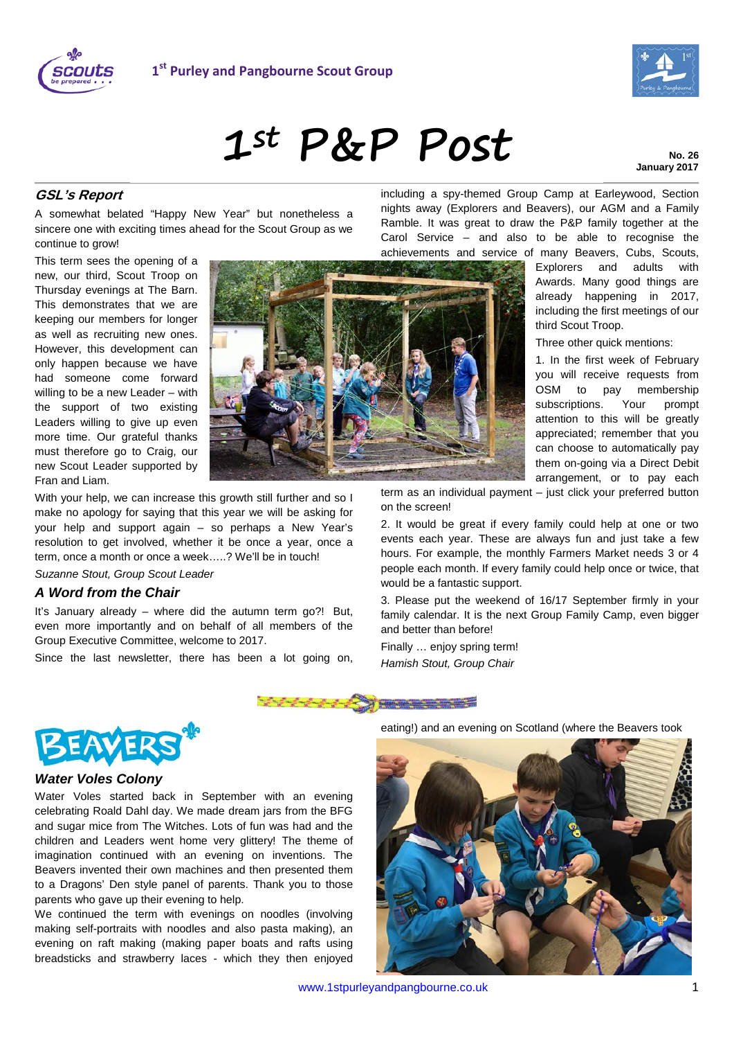1st Purley and Pangbourne Scout Group

# 1st P&P Post

**No. 26**
**January 2017**

## *GSL's Report*

A somewhat belated "Happy New Year" but nonetheless a sincere one with exciting times ahead for the Scout Group as we continue to grow!

This term sees the opening of a new, our third, Scout Troop on Thursday evenings at The Barn. This demonstrates that we are keeping our members for longer as well as recruiting new ones. However, this development can only happen because we have had someone come forward willing to be a new Leader – with the support of two existing Leaders willing to give up even more time. Our grateful thanks must therefore go to Craig, our new Scout Leader supported by Fran and Liam.

With your help, we can increase this growth still further and so I make no apology for saying that this year we will be asking for your help and support again – so perhaps a New Year's resolution to get involved, whether it be once a year, once a term, once a month or once a week…..? We'll be in touch!

*Suzanne Stout, Group Scout Leader*

## *A Word from the Chair*

It's January already – where did the autumn term go?! But, even more importantly and on behalf of all members of the Group Executive Committee, welcome to 2017.

Since the last newsletter, there has been a lot going on, including a spy-themed Group Camp at Earleywood, Section nights away (Explorers and Beavers), our AGM and a Family Ramble. It was great to draw the P&P family together at the Carol Service – and also to be able to recognise the achievements and service of many Beavers, Cubs, Scouts, Explorers and adults with Awards. Many good things are already happening in 2017, including the first meetings of our third Scout Troop.

Three other quick mentions:

1. In the first week of February you will receive requests from OSM to pay membership subscriptions. Your prompt attention to this will be greatly appreciated; remember that you can choose to automatically pay them on-going via a Direct Debit arrangement, or to pay each term as an individual payment – just click your preferred button on the screen!

2. It would be great if every family could help at one or two events each year. These are always fun and just take a few hours. For example, the monthly Farmers Market needs 3 or 4 people each month. If every family could help once or twice, that would be a fantastic support.

3. Please put the weekend of 16/17 September firmly in your family calendar. It is the next Group Family Camp, even bigger and better than before!

Finally … enjoy spring term!

*Hamish Stout, Group Chair*

# BEAVERS

## *Water Voles Colony*

Water Voles started back in September with an evening celebrating Roald Dahl day. We made dream jars from the BFG and sugar mice from The Witches. Lots of fun was had and the children and Leaders went home very glittery! The theme of imagination continued with an evening on inventions. The Beavers invented their own machines and then presented them to a Dragons' Den style panel of parents. Thank you to those parents who gave up their evening to help.

We continued the term with evenings on noodles (involving making self-portraits with noodles and also pasta making), an evening on raft making (making paper boats and rafts using breadsticks and strawberry laces - which they then enjoyed eating!) and an evening on Scotland (where the Beavers took

www.1stpurleyandpangbourne.co.uk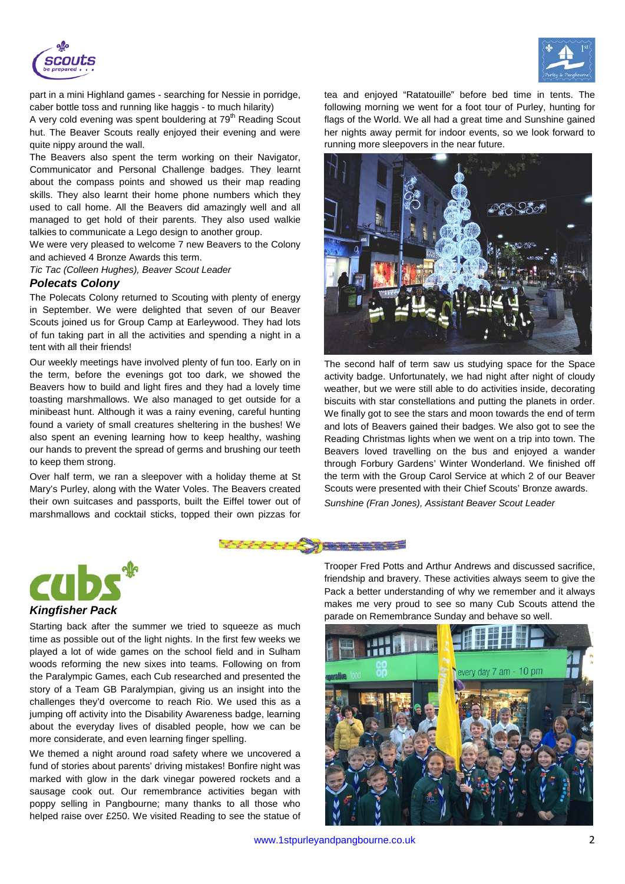part in a mini Highland games - searching for Nessie in porridge, caber bottle toss and running like haggis - to much hilarity)

A very cold evening was spent bouldering at 79th Reading Scout hut. The Beaver Scouts really enjoyed their evening and were quite nippy around the wall.

The Beavers also spent the term working on their Navigator, Communicator and Personal Challenge badges. They learnt about the compass points and showed us their map reading skills. They also learnt their home phone numbers which they used to call home. All the Beavers did amazingly well and all managed to get hold of their parents. They also used walkie talkies to communicate a Lego design to another group.

We were very pleased to welcome 7 new Beavers to the Colony and achieved 4 Bronze Awards this term.

*Tic Tac (Colleen Hughes), Beaver Scout Leader*

### *Polecats Colony*

The Polecats Colony returned to Scouting with plenty of energy in September. We were delighted that seven of our Beaver Scouts joined us for Group Camp at Earleywood. They had lots of fun taking part in all the activities and spending a night in a tent with all their friends!

Our weekly meetings have involved plenty of fun too. Early on in the term, before the evenings got too dark, we showed the Beavers how to build and light fires and they had a lovely time toasting marshmallows. We also managed to get outside for a minibeast hunt. Although it was a rainy evening, careful hunting found a variety of small creatures sheltering in the bushes! We also spent an evening learning how to keep healthy, washing our hands to prevent the spread of germs and brushing our teeth to keep them strong.

Over half term, we ran a sleepover with a holiday theme at St Mary's Purley, along with the Water Voles. The Beavers created their own suitcases and passports, built the Eiffel tower out of marshmallows and cocktail sticks, topped their own pizzas for tea and enjoyed "Ratatouille" before bed time in tents. The following morning we went for a foot tour of Purley, hunting for flags of the World. We all had a great time and Sunshine gained her nights away permit for indoor events, so we look forward to running more sleepovers in the near future.

The second half of term saw us studying space for the Space activity badge. Unfortunately, we had night after night of cloudy weather, but we were still able to do activities inside, decorating biscuits with star constellations and putting the planets in order. We finally got to see the stars and moon towards the end of term and lots of Beavers gained their badges. We also got to see the Reading Christmas lights when we went on a trip into town. The Beavers loved travelling on the bus and enjoyed a wander through Forbury Gardens' Winter Wonderland. We finished off the term with the Group Carol Service at which 2 of our Beaver Scouts were presented with their Chief Scouts' Bronze awards.

*Sunshine (Fran Jones), Assistant Beaver Scout Leader*

## cubs

### *Kingfisher Pack*

Starting back after the summer we tried to squeeze as much time as possible out of the light nights. In the first few weeks we played a lot of wide games on the school field and in Sulham woods reforming the new sixes into teams. Following on from the Paralympic Games, each Cub researched and presented the story of a Team GB Paralympian, giving us an insight into the challenges they'd overcome to reach Rio. We used this as a jumping off activity into the Disability Awareness badge, learning about the everyday lives of disabled people, how we can be more considerate, and even learning finger spelling.

We themed a night around road safety where we uncovered a fund of stories about parents' driving mistakes! Bonfire night was marked with glow in the dark vinegar powered rockets and a sausage cook out. Our remembrance activities began with poppy selling in Pangbourne; many thanks to all those who helped raise over £250. We visited Reading to see the statue of Trooper Fred Potts and Arthur Andrews and discussed sacrifice, friendship and bravery. These activities always seem to give the Pack a better understanding of why we remember and it always makes me very proud to see so many Cub Scouts attend the parade on Remembrance Sunday and behave so well.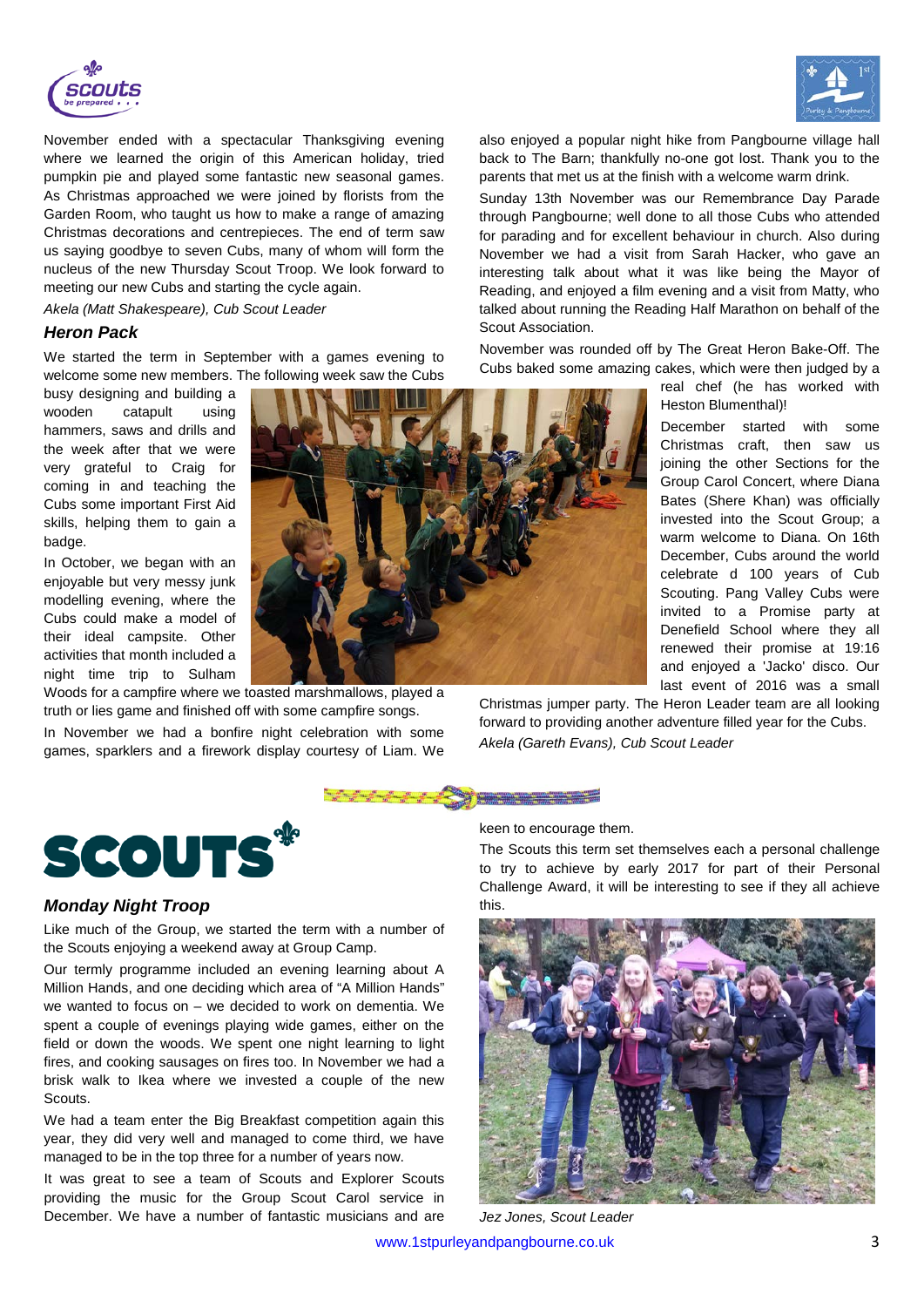November ended with a spectacular Thanksgiving evening where we learned the origin of this American holiday, tried pumpkin pie and played some fantastic new seasonal games. As Christmas approached we were joined by florists from the Garden Room, who taught us how to make a range of amazing Christmas decorations and centrepieces. The end of term saw us saying goodbye to seven Cubs, many of whom will form the nucleus of the new Thursday Scout Troop. We look forward to meeting our new Cubs and starting the cycle again.

*Akela (Matt Shakespeare), Cub Scout Leader*

### Heron Pack

We started the term in September with a games evening to welcome some new members. The following week saw the Cubs busy designing and building a wooden catapult using hammers, saws and drills and the week after that we were very grateful to Craig for coming in and teaching the Cubs some important First Aid skills, helping them to gain a badge.

In October, we began with an enjoyable but very messy junk modelling evening, where the Cubs could make a model of their ideal campsite. Other activities that month included a night time trip to Sulham Woods for a campfire where we toasted marshmallows, played a truth or lies game and finished off with some campfire songs.

In November we had a bonfire night celebration with some games, sparklers and a firework display courtesy of Liam. We also enjoyed a popular night hike from Pangbourne village hall back to The Barn; thankfully no-one got lost. Thank you to the parents that met us at the finish with a welcome warm drink.

Sunday 13th November was our Remembrance Day Parade through Pangbourne; well done to all those Cubs who attended for parading and for excellent behaviour in church. Also during November we had a visit from Sarah Hacker, who gave an interesting talk about what it was like being the Mayor of Reading, and enjoyed a film evening and a visit from Matty, who talked about running the Reading Half Marathon on behalf of the Scout Association.

November was rounded off by The Great Heron Bake-Off. The Cubs baked some amazing cakes, which were then judged by a real chef (he has worked with Heston Blumenthal)!

December started with some Christmas craft, then saw us joining the other Sections for the Group Carol Concert, where Diana Bates (Shere Khan) was officially invested into the Scout Group; a warm welcome to Diana. On 16th December, Cubs around the world celebrate d 100 years of Cub Scouting. Pang Valley Cubs were invited to a Promise party at Denefield School where they all renewed their promise at 19:16 and enjoyed a 'Jacko' disco. Our last event of 2016 was a small Christmas jumper party. The Heron Leader team are all looking forward to providing another adventure filled year for the Cubs.

*Akela (Gareth Evans), Cub Scout Leader*

# SCOUTS

### Monday Night Troop

Like much of the Group, we started the term with a number of the Scouts enjoying a weekend away at Group Camp.

Our termly programme included an evening learning about A Million Hands, and one deciding which area of "A Million Hands" we wanted to focus on – we decided to work on dementia. We spent a couple of evenings playing wide games, either on the field or down the woods. We spent one night learning to light fires, and cooking sausages on fires too. In November we had a brisk walk to Ikea where we invested a couple of the new Scouts.

We had a team enter the Big Breakfast competition again this year, they did very well and managed to come third, we have managed to be in the top three for a number of years now.

It was great to see a team of Scouts and Explorer Scouts providing the music for the Group Scout Carol service in December. We have a number of fantastic musicians and are keen to encourage them.

The Scouts this term set themselves each a personal challenge to try to achieve by early 2017 for part of their Personal Challenge Award, it will be interesting to see if they all achieve this.

*Jez Jones, Scout Leader*

www.1stpurleyandpangbourne.co.uk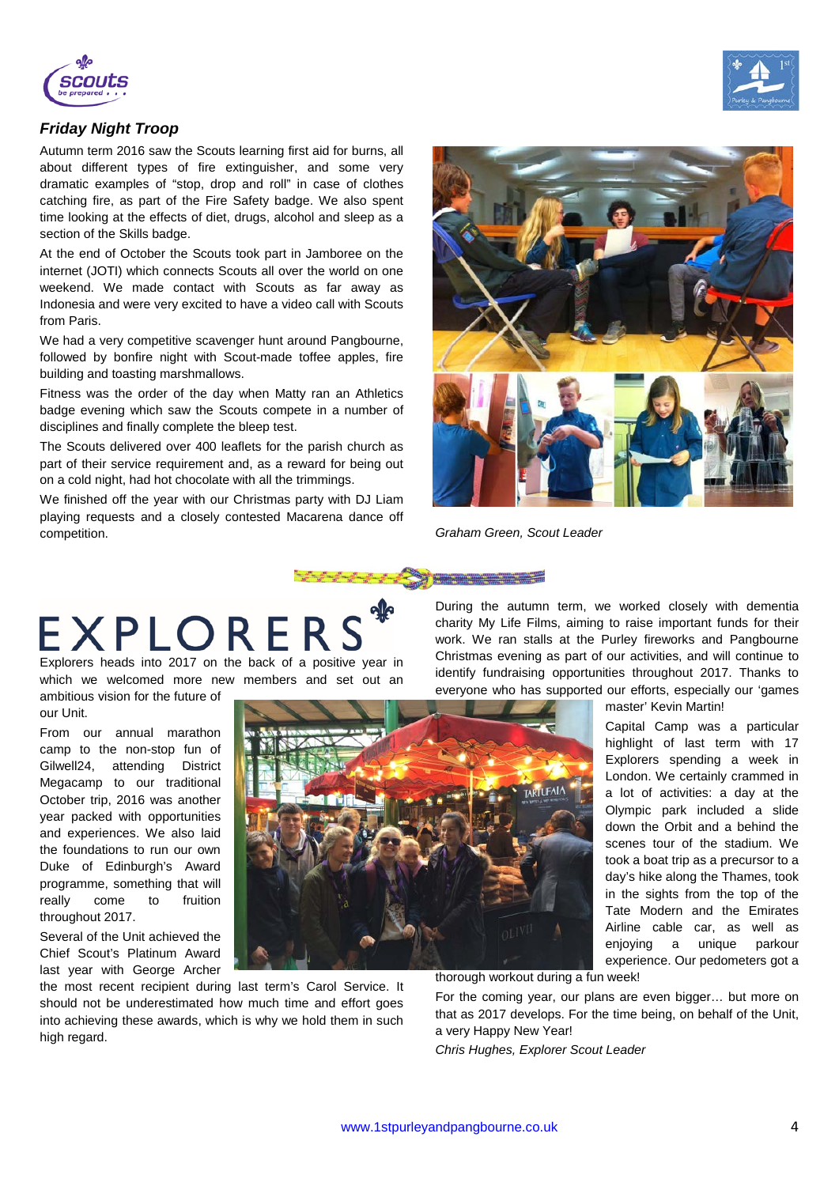## Friday Night Troop

Autumn term 2016 saw the Scouts learning first aid for burns, all about different types of fire extinguisher, and some very dramatic examples of "stop, drop and roll" in case of clothes catching fire, as part of the Fire Safety badge. We also spent time looking at the effects of diet, drugs, alcohol and sleep as a section of the Skills badge.

At the end of October the Scouts took part in Jamboree on the internet (JOTI) which connects Scouts all over the world on one weekend. We made contact with Scouts as far away as Indonesia and were very excited to have a video call with Scouts from Paris.

We had a very competitive scavenger hunt around Pangbourne, followed by bonfire night with Scout-made toffee apples, fire building and toasting marshmallows.

Fitness was the order of the day when Matty ran an Athletics badge evening which saw the Scouts compete in a number of disciplines and finally complete the bleep test.

The Scouts delivered over 400 leaflets for the parish church as part of their service requirement and, as a reward for being out on a cold night, had hot chocolate with all the trimmings.

We finished off the year with our Christmas party with DJ Liam playing requests and a closely contested Macarena dance off competition.

*Graham Green, Scout Leader*

# EXPLORERS

Explorers heads into 2017 on the back of a positive year in which we welcomed more new members and set out an ambitious vision for the future of our Unit.

From our annual marathon camp to the non-stop fun of Gilwell24, attending District Megacamp to our traditional October trip, 2016 was another year packed with opportunities and experiences. We also laid the foundations to run our own Duke of Edinburgh's Award programme, something that will really come to fruition throughout 2017.

Several of the Unit achieved the Chief Scout's Platinum Award last year with George Archer the most recent recipient during last term's Carol Service. It should not be underestimated how much time and effort goes into achieving these awards, which is why we hold them in such high regard.

During the autumn term, we worked closely with dementia charity My Life Films, aiming to raise important funds for their work. We ran stalls at the Purley fireworks and Pangbourne Christmas evening as part of our activities, and will continue to identify fundraising opportunities throughout 2017. Thanks to everyone who has supported our efforts, especially our 'games master' Kevin Martin!

Capital Camp was a particular highlight of last term with 17 Explorers spending a week in London. We certainly crammed in a lot of activities: a day at the Olympic park included a slide down the Orbit and a behind the scenes tour of the stadium. We took a boat trip as a precursor to a day's hike along the Thames, took in the sights from the top of the Tate Modern and the Emirates Airline cable car, as well as enjoying a unique parkour experience. Our pedometers got a thorough workout during a fun week!

For the coming year, our plans are even bigger… but more on that as 2017 develops. For the time being, on behalf of the Unit, a very Happy New Year!

*Chris Hughes, Explorer Scout Leader*

www.1stpurleyandpangbourne.co.uk